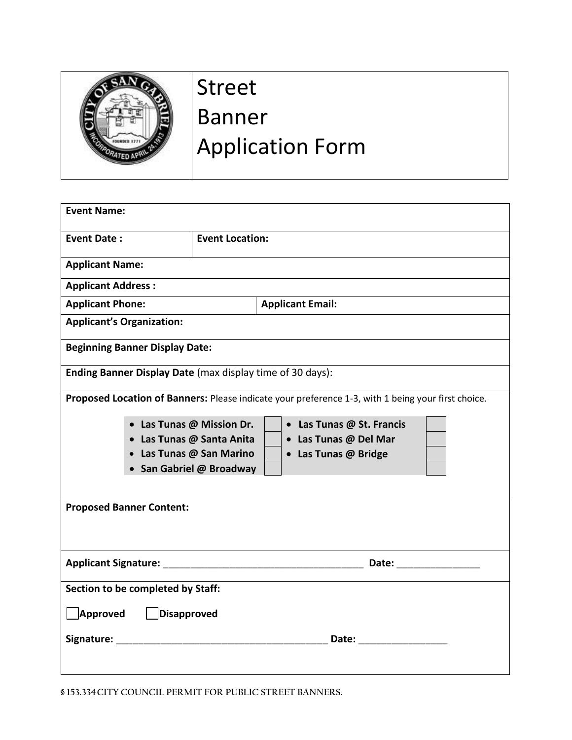# Street Banner Application Form

**Event Name:**

| **Event Date :** | **Event Location:** |
|---|---|

**Applicant Name:**

**Applicant Address :**

| **Applicant Phone:** | **Applicant Email:** |
|---|---|

**Applicant's Organization:**

**Beginning Banner Display Date:**

**Ending Banner Display Date** (max display time of 30 days):

**Proposed Location of Banners:** Please indicate your preference 1-3, with 1 being your first choice.

| Location | Preference | Location | Preference |
|---|---|---|---|
| • **Las Tunas @ Mission Dr.** | | • **Las Tunas @ St. Francis** | |
| • **Las Tunas @ Santa Anita** | | • **Las Tunas @ Del Mar** | |
| • **Las Tunas @ San Marino** | | • **Las Tunas @ Bridge** | |
| • **San Gabriel @ Broadway** | | | |

**Proposed Banner Content:**

**Applicant Signature:** ______________________________________ **Date:** _______________

**Section to be completed by Staff:**

☐ **Approved** ☐ **Disapproved**

**Signature:** ________________________________________ **Date:** ________________

§ 153.334 CITY COUNCIL PERMIT FOR PUBLIC STREET BANNERS.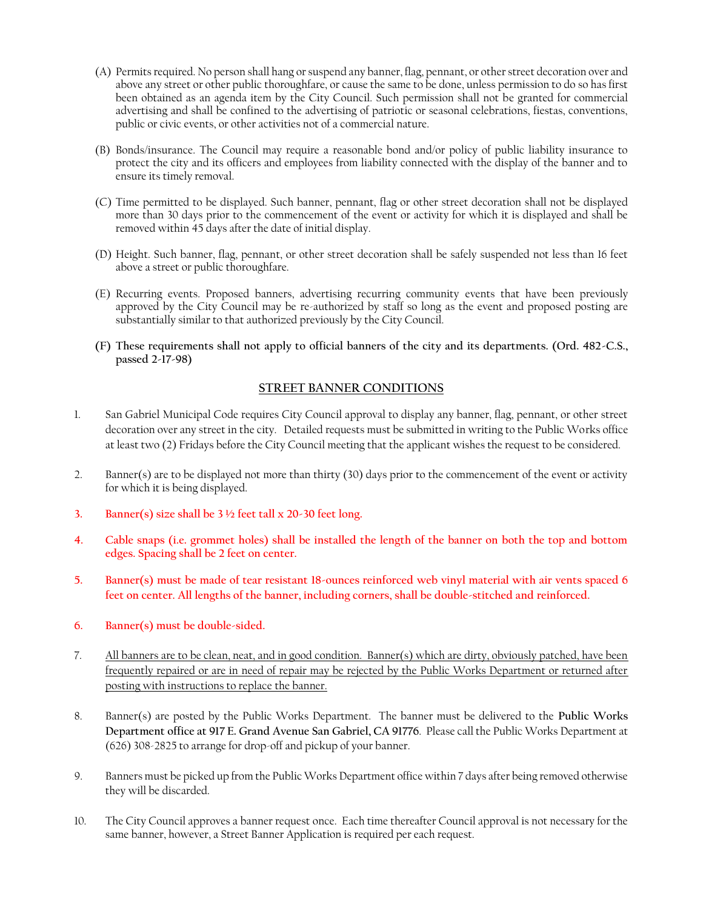(A) Permits required. No person shall hang or suspend any banner, flag, pennant, or other street decoration over and above any street or other public thoroughfare, or cause the same to be done, unless permission to do so has first been obtained as an agenda item by the City Council. Such permission shall not be granted for commercial advertising and shall be confined to the advertising of patriotic or seasonal celebrations, fiestas, conventions, public or civic events, or other activities not of a commercial nature.

(B) Bonds/insurance. The Council may require a reasonable bond and/or policy of public liability insurance to protect the city and its officers and employees from liability connected with the display of the banner and to ensure its timely removal.

(C) Time permitted to be displayed. Such banner, pennant, flag or other street decoration shall not be displayed more than 30 days prior to the commencement of the event or activity for which it is displayed and shall be removed within 45 days after the date of initial display.

(D) Height. Such banner, flag, pennant, or other street decoration shall be safely suspended not less than 16 feet above a street or public thoroughfare.

(E) Recurring events. Proposed banners, advertising recurring community events that have been previously approved by the City Council may be re-authorized by staff so long as the event and proposed posting are substantially similar to that authorized previously by the City Council.

**(F) These requirements shall not apply to official banners of the city and its departments. (Ord. 482-C.S., passed 2-17-98)**

## STREET BANNER CONDITIONS

1. San Gabriel Municipal Code requires City Council approval to display any banner, flag, pennant, or other street decoration over any street in the city. Detailed requests must be submitted in writing to the Public Works office at least two (2) Fridays before the City Council meeting that the applicant wishes the request to be considered.

2. Banner(s) are to be displayed not more than thirty (30) days prior to the commencement of the event or activity for which it is being displayed.

3. **Banner(s) size shall be 3 ½ feet tall x 20-30 feet long.**

4. **Cable snaps (i.e. grommet holes) shall be installed the length of the banner on both the top and bottom edges. Spacing shall be 2 feet on center.**

5. **Banner(s) must be made of tear resistant 18-ounces reinforced web vinyl material with air vents spaced 6 feet on center. All lengths of the banner, including corners, shall be double-stitched and reinforced.**

6. **Banner(s) must be double-sided.**

7. All banners are to be clean, neat, and in good condition. Banner(s) which are dirty, obviously patched, have been frequently repaired or are in need of repair may be rejected by the Public Works Department or returned after posting with instructions to replace the banner.

8. Banner(s) are posted by the Public Works Department. The banner must be delivered to the **Public Works Department office at 917 E. Grand Avenue San Gabriel, CA 91776**. Please call the Public Works Department at (626) 308-2825 to arrange for drop-off and pickup of your banner.

9. Banners must be picked up from the Public Works Department office within 7 days after being removed otherwise they will be discarded.

10. The City Council approves a banner request once. Each time thereafter Council approval is not necessary for the same banner, however, a Street Banner Application is required per each request.